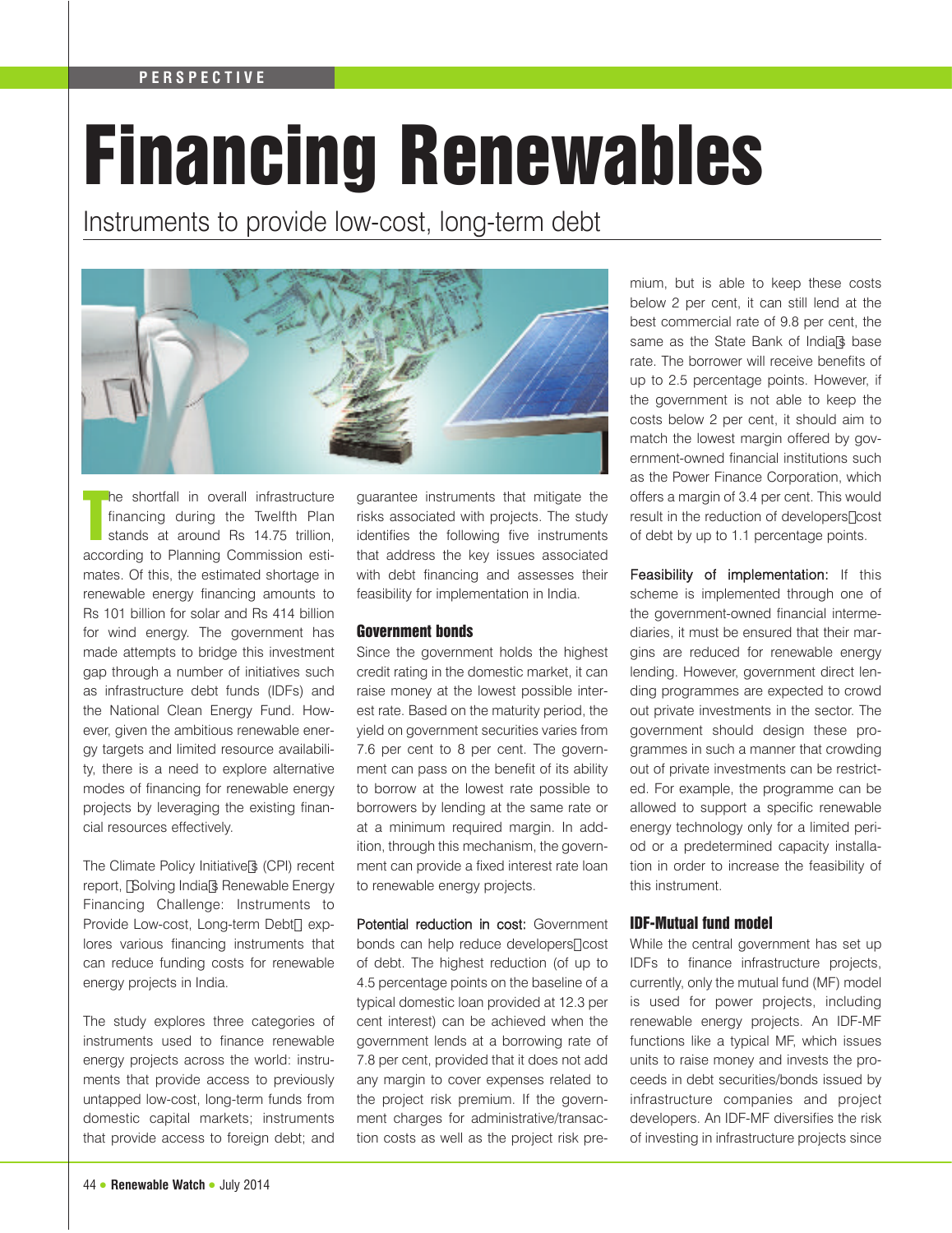# Financing Renewables

## Instruments to provide low-cost, long-term debt

The shortfall in overall infrastructure financing during the Twelfth Plan stands at around Rs 14.75 trillion, according to Planning Commission estimates. Of this, the estimated shortage in renewable energy financing amounts to Rs 101 billion for solar and Rs 414 billion for wind energy. The government has made attempts to bridge this investment gap through a number of initiatives such as infrastructure debt funds (IDFs) and the National Clean Energy Fund. However, given the ambitious renewable energy targets and limited resource availability, there is a need to explore alternative modes of financing for renewable energy projects by leveraging the existing financial resources effectively.

The Climate Policy Initiative's (CPI) recent report, "Solving India's Renewable Energy Financing Challenge: Instruments to Provide Low-cost, Long-term Debt" explores various financing instruments that can reduce funding costs for renewable energy projects in India.

The study explores three categories of instruments used to finance renewable energy projects across the world: instruments that provide access to previously untapped low-cost, long-term funds from domestic capital markets; instruments that provide access to foreign debt; and guarantee instruments that mitigate the risks associated with projects. The study identifies the following five instruments that address the key issues associated with debt financing and assesses their feasibility for implementation in India.

### Government bonds

Since the government holds the highest credit rating in the domestic market, it can raise money at the lowest possible interest rate. Based on the maturity period, the yield on government securities varies from 7.6 per cent to 8 per cent. The government can pass on the benefit of its ability to borrow at the lowest rate possible to borrowers by lending at the same rate or at a minimum required margin. In addition, through this mechanism, the government can provide a fixed interest rate loan to renewable energy projects.

Potential reduction in cost: Government bonds can help reduce developers' cost of debt. The highest reduction (of up to 4.5 percentage points on the baseline of a typical domestic loan provided at 12.3 per cent interest) can be achieved when the government lends at a borrowing rate of 7.8 per cent, provided that it does not add any margin to cover expenses related to the project risk premium. If the government charges for administrative/transaction costs as well as the project risk premium, but is able to keep these costs below 2 per cent, it can still lend at the best commercial rate of 9.8 per cent, the same as the State Bank of India's base rate. The borrower will receive benefits of up to 2.5 percentage points. However, if the government is not able to keep the costs below 2 per cent, it should aim to match the lowest margin offered by government-owned financial institutions such as the Power Finance Corporation, which offers a margin of 3.4 per cent. This would result in the reduction of developers' cost of debt by up to 1.1 percentage points.

Feasibility of implementation: If this scheme is implemented through one of the government-owned financial intermediaries, it must be ensured that their margins are reduced for renewable energy lending. However, government direct lending programmes are expected to crowd out private investments in the sector. The government should design these programmes in such a manner that crowding out of private investments can be restricted. For example, the programme can be allowed to support a specific renewable energy technology only for a limited period or a predetermined capacity installation in order to increase the feasibility of this instrument.

### IDF-Mutual fund model

While the central government has set up IDFs to finance infrastructure projects, currently, only the mutual fund (MF) model is used for power projects, including renewable energy projects. An IDF-MF functions like a typical MF, which issues units to raise money and invests the proceeds in debt securities/bonds issued by infrastructure companies and project developers. An IDF-MF diversifies the risk of investing in infrastructure projects since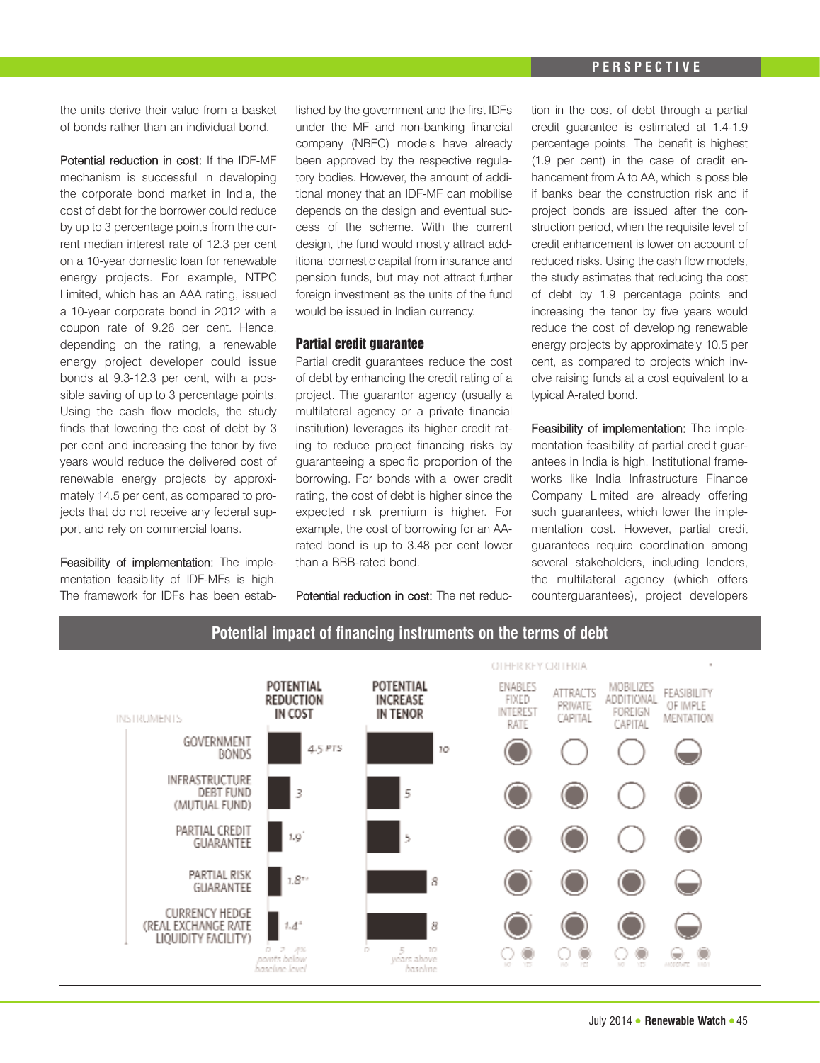the units derive their value from a basket of bonds rather than an individual bond.

Potential reduction in cost: If the IDF-MF mechanism is successful in developing the corporate bond market in India, the cost of debt for the borrower could reduce by up to 3 percentage points from the current median interest rate of 12.3 per cent on a 10-year domestic loan for renewable energy projects. For example, NTPC Limited, which has an AAA rating, issued a 10-year corporate bond in 2012 with a coupon rate of 9.26 per cent. Hence, depending on the rating, a renewable energy project developer could issue bonds at 9.3-12.3 per cent, with a possible saving of up to 3 percentage points. Using the cash flow models, the study finds that lowering the cost of debt by 3 per cent and increasing the tenor by five years would reduce the delivered cost of renewable energy projects by approximately 14.5 per cent, as compared to projects that do not receive any federal support and rely on commercial loans.

Feasibility of implementation: The implementation feasibility of IDF-MFs is high. The framework for IDFs has been established by the government and the first IDFs under the MF and non-banking financial company (NBFC) models have already been approved by the respective regulatory bodies. However, the amount of additional money that an IDF-MF can mobilise depends on the design and eventual success of the scheme. With the current design, the fund would mostly attract additional domestic capital from insurance and pension funds, but may not attract further foreign investment as the units of the fund would be issued in Indian currency.

### Partial credit guarantee

Partial credit guarantees reduce the cost of debt by enhancing the credit rating of a project. The guarantor agency (usually a multilateral agency or a private financial institution) leverages its higher credit rating to reduce project financing risks by guaranteeing a specific proportion of the borrowing. For bonds with a lower credit rating, the cost of debt is higher since the expected risk premium is higher. For example, the cost of borrowing for an AA-rated bond is up to 3.48 per cent lower than a BBB-rated bond.

Potential reduction in cost: The net reduction in the cost of debt through a partial credit guarantee is estimated at 1.4-1.9 percentage points. The benefit is highest (1.9 per cent) in the case of credit enhancement from A to AA, which is possible if banks bear the construction risk and if project bonds are issued after the construction period, when the requisite level of credit enhancement is lower on account of reduced risks. Using the cash flow models, the study estimates that reducing the cost of debt by 1.9 percentage points and increasing the tenor by five years would reduce the cost of developing renewable energy projects by approximately 10.5 per cent, as compared to projects which involve raising funds at a cost equivalent to a typical A-rated bond.

Feasibility of implementation: The implementation feasibility of partial credit guarantees in India is high. Institutional frameworks like India Infrastructure Finance Company Limited are already offering such guarantees, which lower the implementation cost. However, partial credit guarantees require coordination among several stakeholders, including lenders, the multilateral agency (which offers counterguarantees), project developers

### Potential impact of financing instruments on the terms of debt

| Instruments | Potential reduction in cost (points below baseline level) | Potential increase in tenor (years above baseline) | Enables fixed interest rate | Attracts private capital | Mobilizes additional foreign capital | Feasibility of implementation |
|---|---|---|---|---|---|---|
| Government bonds | 4.5 pts | 10 | Yes | No | No | Moderate |
| Infrastructure debt fund (mutual fund) | 3 | 5 | Yes | Yes | No | High |
| Partial credit guarantee | 1.9* | 5 | Yes | Yes | No | High |
| Partial risk guarantee | 1.8** | 8 | Yes | Yes | Yes | Moderate |
| Currency hedge (real exchange rate liquidity facility) | 1.4^ | 8 | Yes | Yes | Yes | Moderate |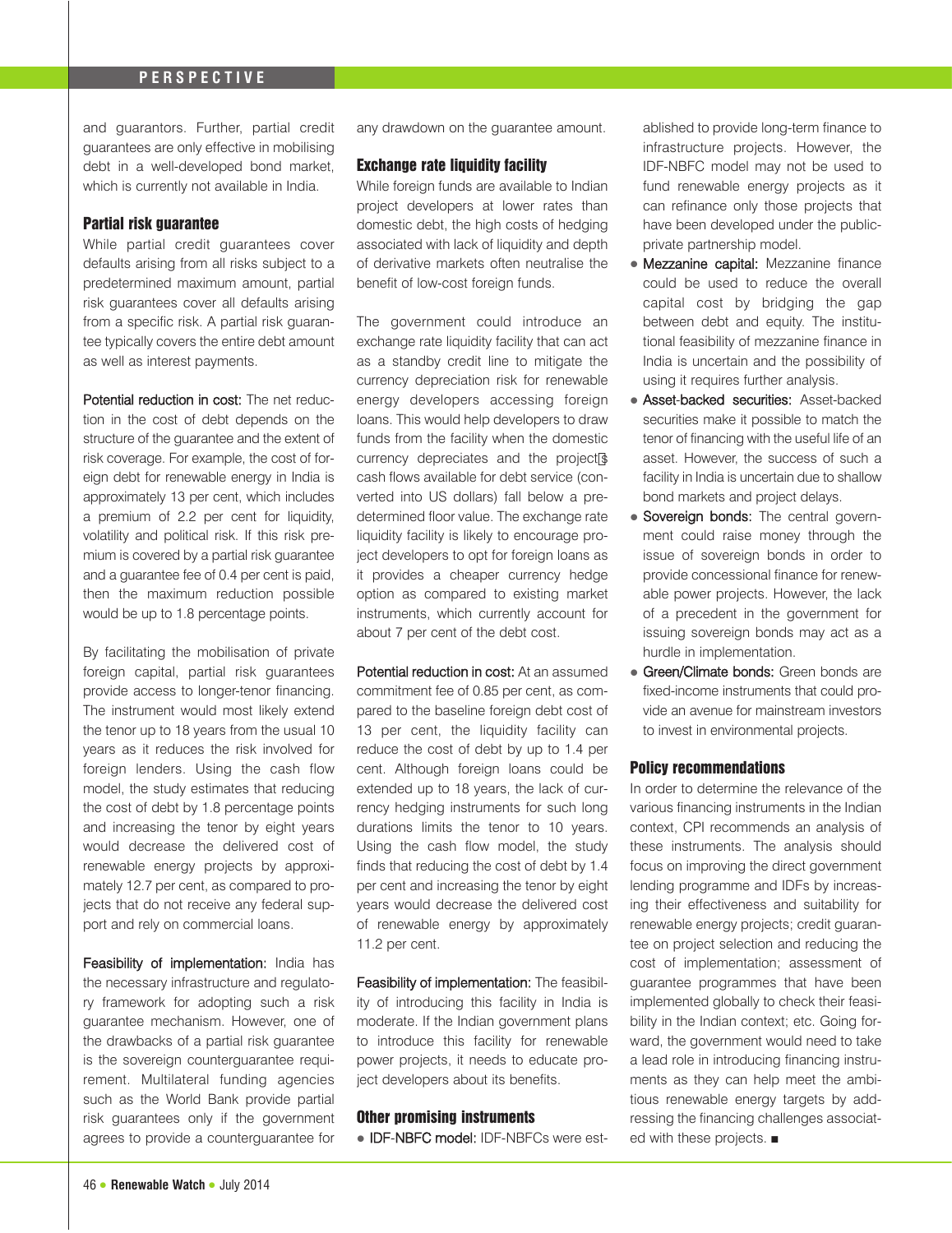and guarantors. Further, partial credit guarantees are only effective in mobilising debt in a well-developed bond market, which is currently not available in India.

### Partial risk guarantee

While partial credit guarantees cover defaults arising from all risks subject to a predetermined maximum amount, partial risk guarantees cover all defaults arising from a specific risk. A partial risk guarantee typically covers the entire debt amount as well as interest payments.

Potential reduction in cost: The net reduction in the cost of debt depends on the structure of the guarantee and the extent of risk coverage. For example, the cost of foreign debt for renewable energy in India is approximately 13 per cent, which includes a premium of 2.2 per cent for liquidity, volatility and political risk. If this risk premium is covered by a partial risk guarantee and a guarantee fee of 0.4 per cent is paid, then the maximum reduction possible would be up to 1.8 percentage points.

By facilitating the mobilisation of private foreign capital, partial risk guarantees provide access to longer-tenor financing. The instrument would most likely extend the tenor up to 18 years from the usual 10 years as it reduces the risk involved for foreign lenders. Using the cash flow model, the study estimates that reducing the cost of debt by 1.8 percentage points and increasing the tenor by eight years would decrease the delivered cost of renewable energy projects by approximately 12.7 per cent, as compared to projects that do not receive any federal support and rely on commercial loans.

Feasibility of implementation: India has the necessary infrastructure and regulatory framework for adopting such a risk guarantee mechanism. However, one of the drawbacks of a partial risk guarantee is the sovereign counterguarantee requirement. Multilateral funding agencies such as the World Bank provide partial risk guarantees only if the government agrees to provide a counterguarantee for any drawdown on the guarantee amount.

### Exchange rate liquidity facility

While foreign funds are available to Indian project developers at lower rates than domestic debt, the high costs of hedging associated with lack of liquidity and depth of derivative markets often neutralise the benefit of low-cost foreign funds.

The government could introduce an exchange rate liquidity facility that can act as a standby credit line to mitigate the currency depreciation risk for renewable energy developers accessing foreign loans. This would help developers to draw funds from the facility when the domestic currency depreciates and the project's cash flows available for debt service (converted into US dollars) fall below a predetermined floor value. The exchange rate liquidity facility is likely to encourage project developers to opt for foreign loans as it provides a cheaper currency hedge option as compared to existing market instruments, which currently account for about 7 per cent of the debt cost.

Potential reduction in cost: At an assumed commitment fee of 0.85 per cent, as compared to the baseline foreign debt cost of 13 per cent, the liquidity facility can reduce the cost of debt by up to 1.4 per cent. Although foreign loans could be extended up to 18 years, the lack of currency hedging instruments for such long durations limits the tenor to 10 years. Using the cash flow model, the study finds that reducing the cost of debt by 1.4 per cent and increasing the tenor by eight years would decrease the delivered cost of renewable energy by approximately 11.2 per cent.

Feasibility of implementation: The feasibility of introducing this facility in India is moderate. If the Indian government plans to introduce this facility for renewable power projects, it needs to educate project developers about its benefits.

### Other promising instruments

- IDF-NBFC model: IDF-NBFCs were established to provide long-term finance to infrastructure projects. However, the IDF-NBFC model may not be used to fund renewable energy projects as it can refinance only those projects that have been developed under the public-private partnership model.
- Mezzanine capital: Mezzanine finance could be used to reduce the overall capital cost by bridging the gap between debt and equity. The institutional feasibility of mezzanine finance in India is uncertain and the possibility of using it requires further analysis.
- Asset-backed securities: Asset-backed securities make it possible to match the tenor of financing with the useful life of an asset. However, the success of such a facility in India is uncertain due to shallow bond markets and project delays.
- Sovereign bonds: The central government could raise money through the issue of sovereign bonds in order to provide concessional finance for renewable power projects. However, the lack of a precedent in the government for issuing sovereign bonds may act as a hurdle in implementation.
- Green/Climate bonds: Green bonds are fixed-income instruments that could provide an avenue for mainstream investors to invest in environmental projects.

### Policy recommendations

In order to determine the relevance of the various financing instruments in the Indian context, CPI recommends an analysis of these instruments. The analysis should focus on improving the direct government lending programme and IDFs by increasing their effectiveness and suitability for renewable energy projects; credit guarantee on project selection and reducing the cost of implementation; assessment of guarantee programmes that have been implemented globally to check their feasibility in the Indian context; etc. Going forward, the government would need to take a lead role in introducing financing instruments as they can help meet the ambitious renewable energy targets by addressing the financing challenges associated with these projects. ■